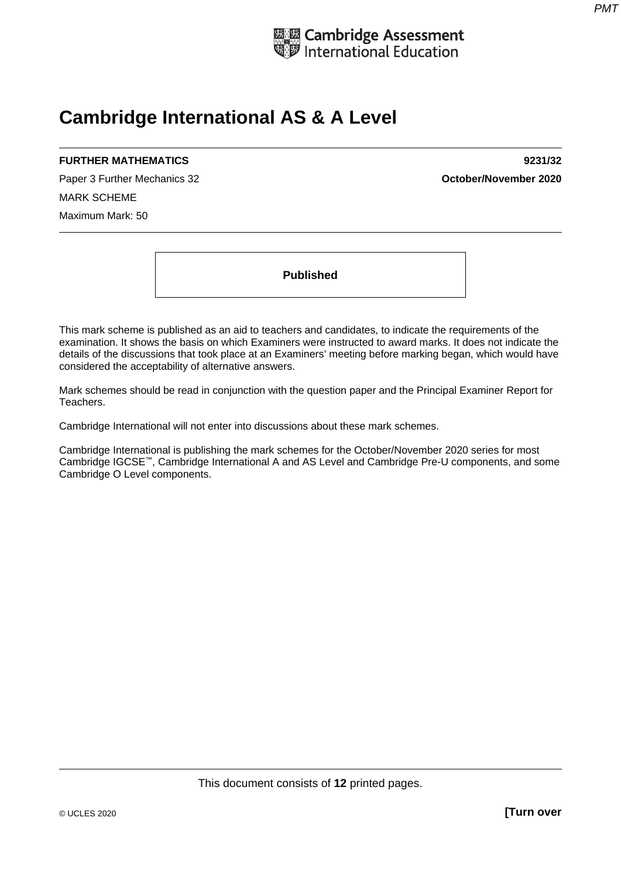Cambridge Assessment International Education

# Cambridge International AS & A Level

| **FURTHER MATHEMATICS** | **9231/32** |
| --- | --- |
| Paper 3 Further Mechanics 32 | **October/November 2020** |
| MARK SCHEME | |
| Maximum Mark: 50 | |

**Published**

This mark scheme is published as an aid to teachers and candidates, to indicate the requirements of the examination. It shows the basis on which Examiners were instructed to award marks. It does not indicate the details of the discussions that took place at an Examiners' meeting before marking began, which would have considered the acceptability of alternative answers.

Mark schemes should be read in conjunction with the question paper and the Principal Examiner Report for Teachers.

Cambridge International will not enter into discussions about these mark schemes.

Cambridge International is publishing the mark schemes for the October/November 2020 series for most Cambridge IGCSE™, Cambridge International A and AS Level and Cambridge Pre-U components, and some Cambridge O Level components.

This document consists of **12** printed pages.

© UCLES 2020 **[Turn over**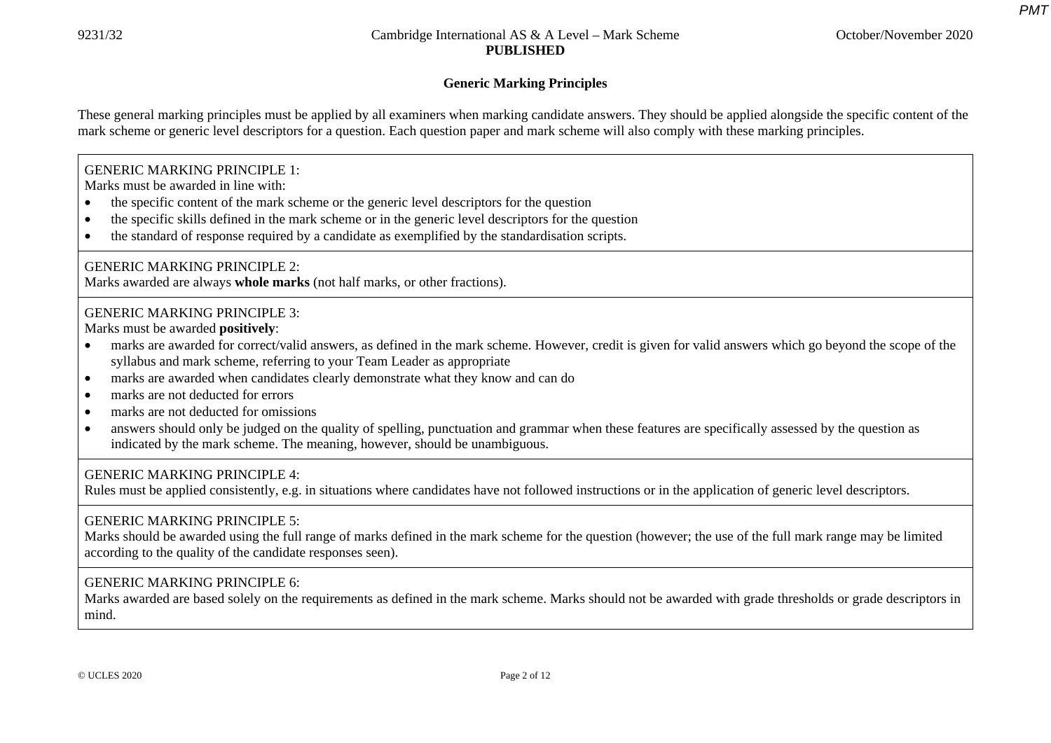## Generic Marking Principles

These general marking principles must be applied by all examiners when marking candidate answers. They should be applied alongside the specific content of the mark scheme or generic level descriptors for a question. Each question paper and mark scheme will also comply with these marking principles.

GENERIC MARKING PRINCIPLE 1:
Marks must be awarded in line with:

- the specific content of the mark scheme or the generic level descriptors for the question
- the specific skills defined in the mark scheme or in the generic level descriptors for the question
- the standard of response required by a candidate as exemplified by the standardisation scripts.

GENERIC MARKING PRINCIPLE 2:
Marks awarded are always **whole marks** (not half marks, or other fractions).

GENERIC MARKING PRINCIPLE 3:
Marks must be awarded **positively**:

- marks are awarded for correct/valid answers, as defined in the mark scheme. However, credit is given for valid answers which go beyond the scope of the syllabus and mark scheme, referring to your Team Leader as appropriate
- marks are awarded when candidates clearly demonstrate what they know and can do
- marks are not deducted for errors
- marks are not deducted for omissions
- answers should only be judged on the quality of spelling, punctuation and grammar when these features are specifically assessed by the question as indicated by the mark scheme. The meaning, however, should be unambiguous.

GENERIC MARKING PRINCIPLE 4:
Rules must be applied consistently, e.g. in situations where candidates have not followed instructions or in the application of generic level descriptors.

GENERIC MARKING PRINCIPLE 5:
Marks should be awarded using the full range of marks defined in the mark scheme for the question (however; the use of the full mark range may be limited according to the quality of the candidate responses seen).

GENERIC MARKING PRINCIPLE 6:
Marks awarded are based solely on the requirements as defined in the mark scheme. Marks should not be awarded with grade thresholds or grade descriptors in mind.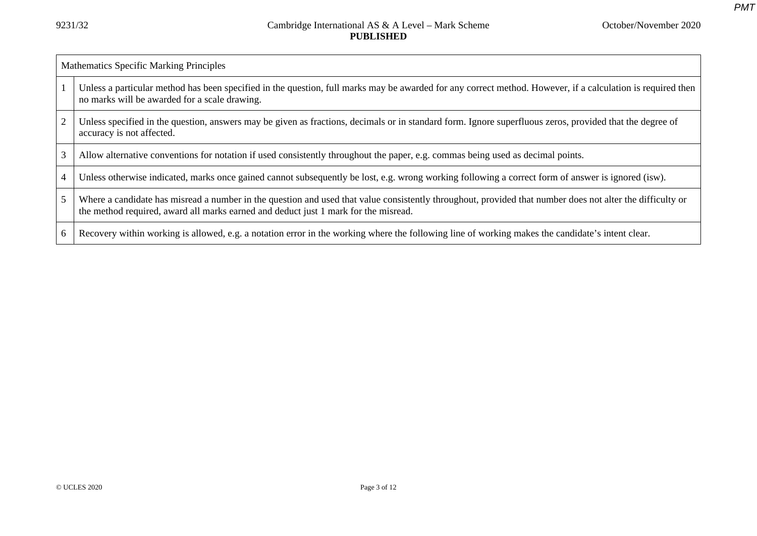| Mathematics Specific Marking Principles | |
|---|---|
| 1 | Unless a particular method has been specified in the question, full marks may be awarded for any correct method. However, if a calculation is required then no marks will be awarded for a scale drawing. |
| 2 | Unless specified in the question, answers may be given as fractions, decimals or in standard form. Ignore superfluous zeros, provided that the degree of accuracy is not affected. |
| 3 | Allow alternative conventions for notation if used consistently throughout the paper, e.g. commas being used as decimal points. |
| 4 | Unless otherwise indicated, marks once gained cannot subsequently be lost, e.g. wrong working following a correct form of answer is ignored (isw). |
| 5 | Where a candidate has misread a number in the question and used that value consistently throughout, provided that number does not alter the difficulty or the method required, award all marks earned and deduct just 1 mark for the misread. |
| 6 | Recovery within working is allowed, e.g. a notation error in the working where the following line of working makes the candidate's intent clear. |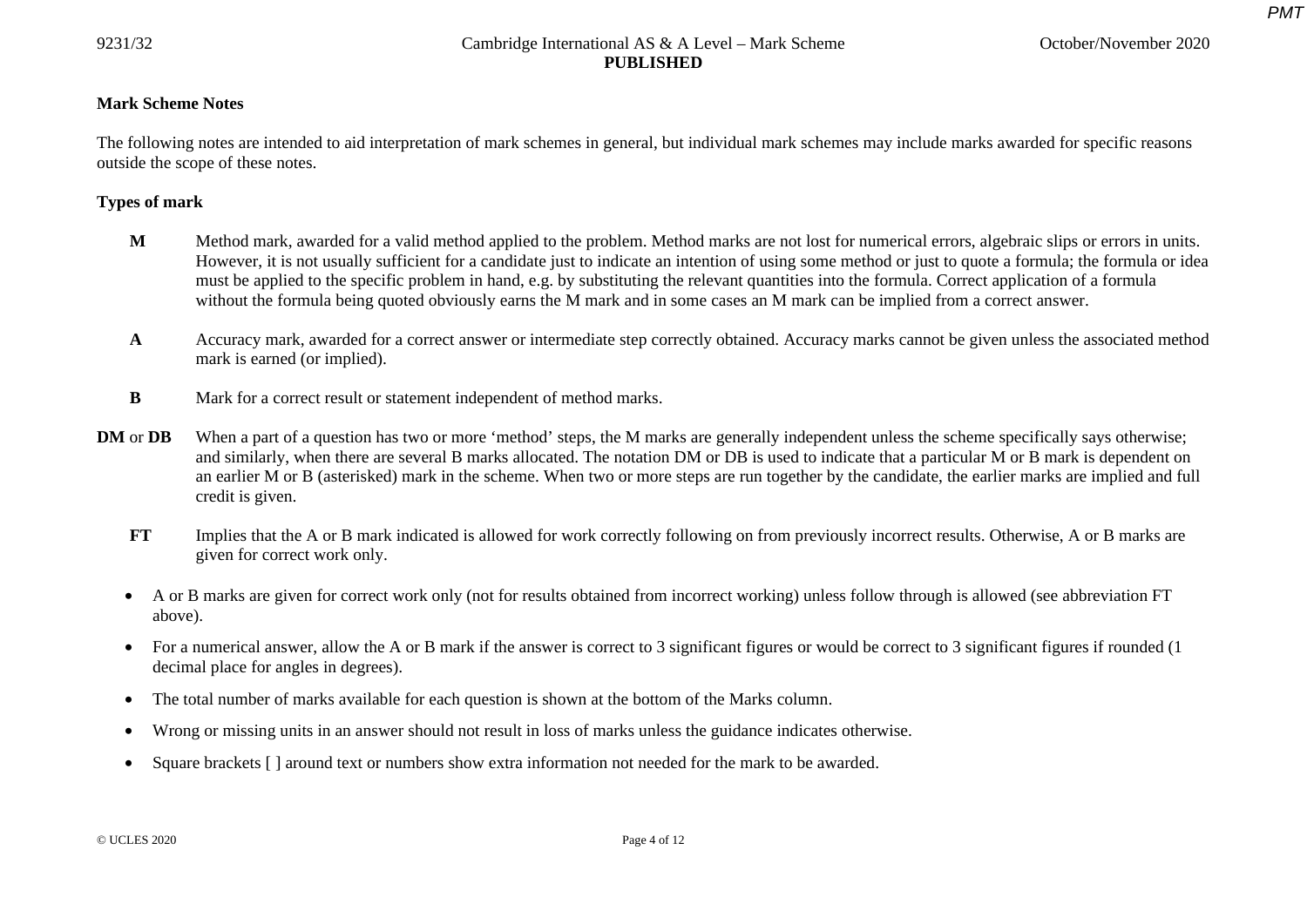**Mark Scheme Notes**

The following notes are intended to aid interpretation of mark schemes in general, but individual mark schemes may include marks awarded for specific reasons outside the scope of these notes.

**Types of mark**

**M** Method mark, awarded for a valid method applied to the problem. Method marks are not lost for numerical errors, algebraic slips or errors in units. However, it is not usually sufficient for a candidate just to indicate an intention of using some method or just to quote a formula; the formula or idea must be applied to the specific problem in hand, e.g. by substituting the relevant quantities into the formula. Correct application of a formula without the formula being quoted obviously earns the M mark and in some cases an M mark can be implied from a correct answer.

**A** Accuracy mark, awarded for a correct answer or intermediate step correctly obtained. Accuracy marks cannot be given unless the associated method mark is earned (or implied).

**B** Mark for a correct result or statement independent of method marks.

**DM** or **DB** When a part of a question has two or more 'method' steps, the M marks are generally independent unless the scheme specifically says otherwise; and similarly, when there are several B marks allocated. The notation DM or DB is used to indicate that a particular M or B mark is dependent on an earlier M or B (asterisked) mark in the scheme. When two or more steps are run together by the candidate, the earlier marks are implied and full credit is given.

**FT** Implies that the A or B mark indicated is allowed for work correctly following on from previously incorrect results. Otherwise, A or B marks are given for correct work only.

- A or B marks are given for correct work only (not for results obtained from incorrect working) unless follow through is allowed (see abbreviation FT above).
- For a numerical answer, allow the A or B mark if the answer is correct to 3 significant figures or would be correct to 3 significant figures if rounded (1 decimal place for angles in degrees).
- The total number of marks available for each question is shown at the bottom of the Marks column.
- Wrong or missing units in an answer should not result in loss of marks unless the guidance indicates otherwise.
- Square brackets [ ] around text or numbers show extra information not needed for the mark to be awarded.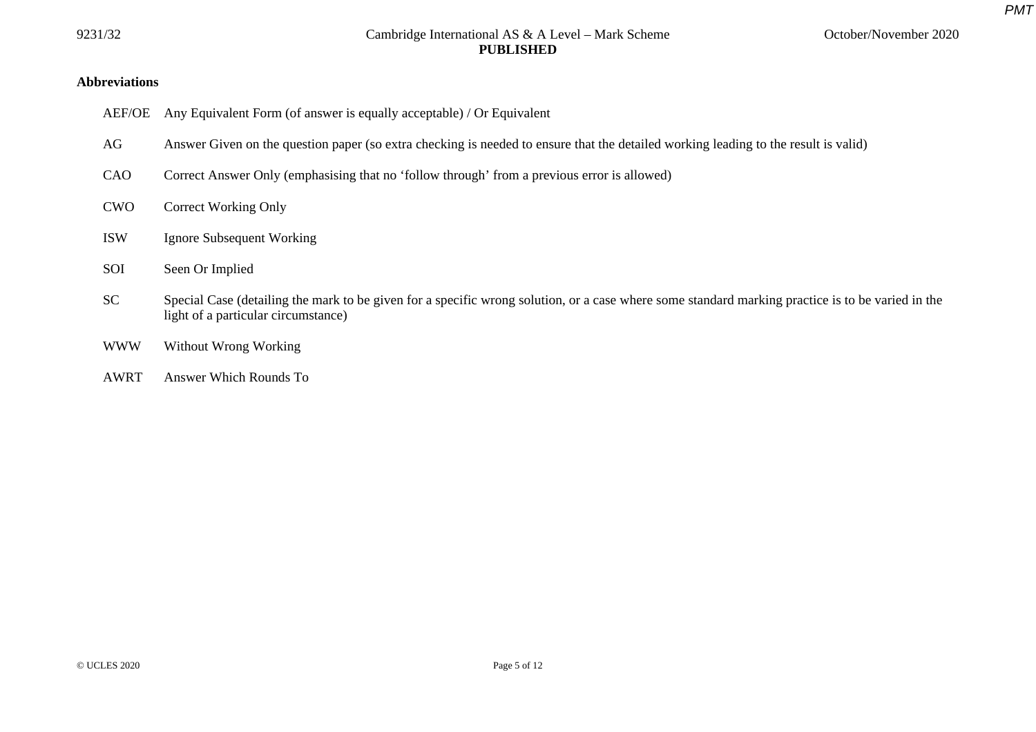**Abbreviations**

| | |
|---|---|
| AEF/OE | Any Equivalent Form (of answer is equally acceptable) / Or Equivalent |
| AG | Answer Given on the question paper (so extra checking is needed to ensure that the detailed working leading to the result is valid) |
| CAO | Correct Answer Only (emphasising that no 'follow through' from a previous error is allowed) |
| CWO | Correct Working Only |
| ISW | Ignore Subsequent Working |
| SOI | Seen Or Implied |
| SC | Special Case (detailing the mark to be given for a specific wrong solution, or a case where some standard marking practice is to be varied in the light of a particular circumstance) |
| WWW | Without Wrong Working |
| AWRT | Answer Which Rounds To |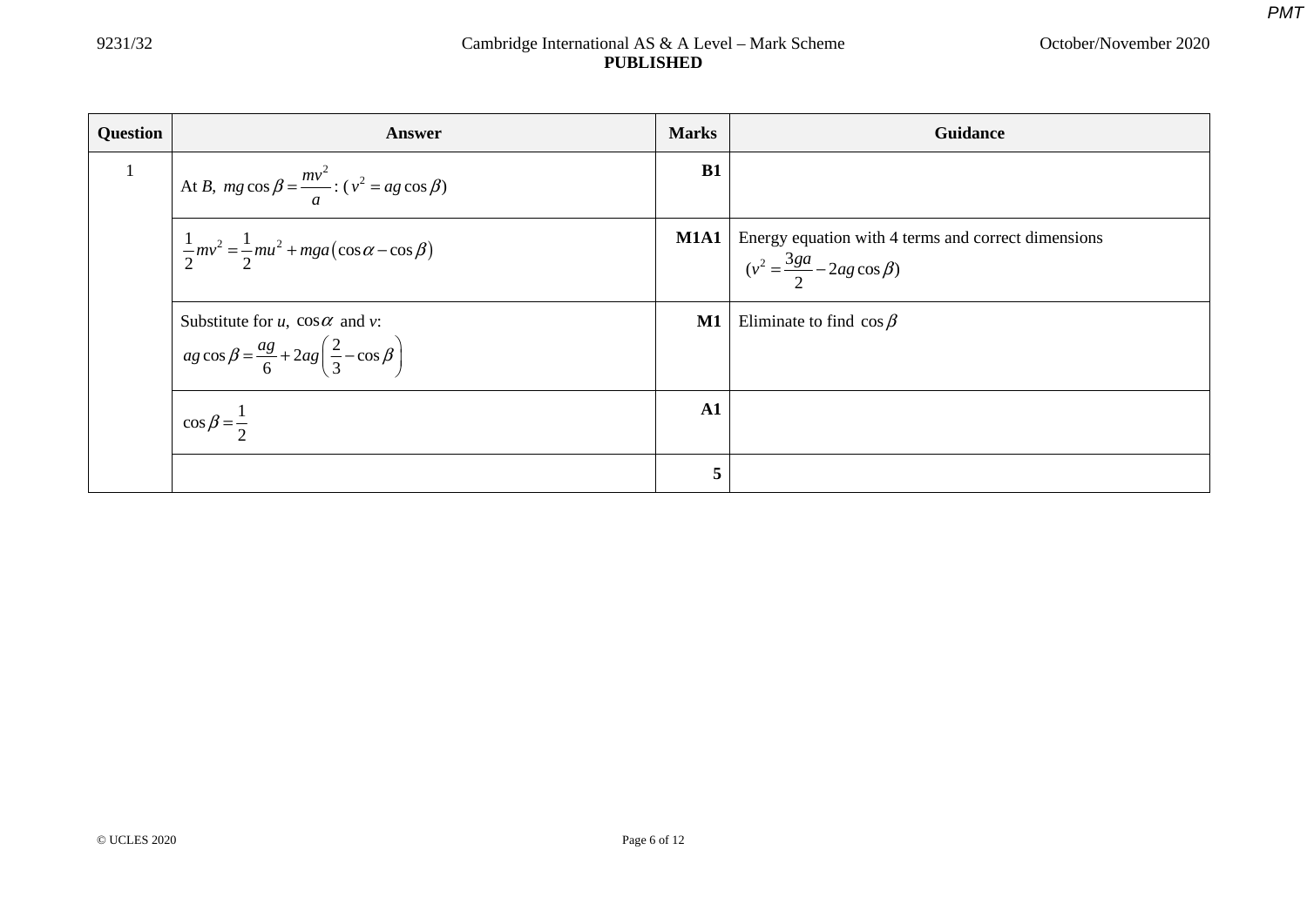| Question | Answer | Marks | Guidance |
|---|---|---|---|
| 1 | At $B$, $mg\cos\beta = \frac{mv^2}{a}$ : ($v^2 = ag\cos\beta$) | **B1** | |
| | $\frac{1}{2}mv^2 = \frac{1}{2}mu^2 + mga(\cos\alpha - \cos\beta)$ | **M1A1** | Energy equation with 4 terms and correct dimensions ($v^2 = \frac{3ga}{2} - 2ag\cos\beta$) |
| | Substitute for $u$, $\cos\alpha$ and $v$: $ag\cos\beta = \frac{ag}{6} + 2ag\left(\frac{2}{3} - \cos\beta\right)$ | **M1** | Eliminate to find $\cos\beta$ |
| | $\cos\beta = \frac{1}{2}$ | **A1** | |
| | | **5** | |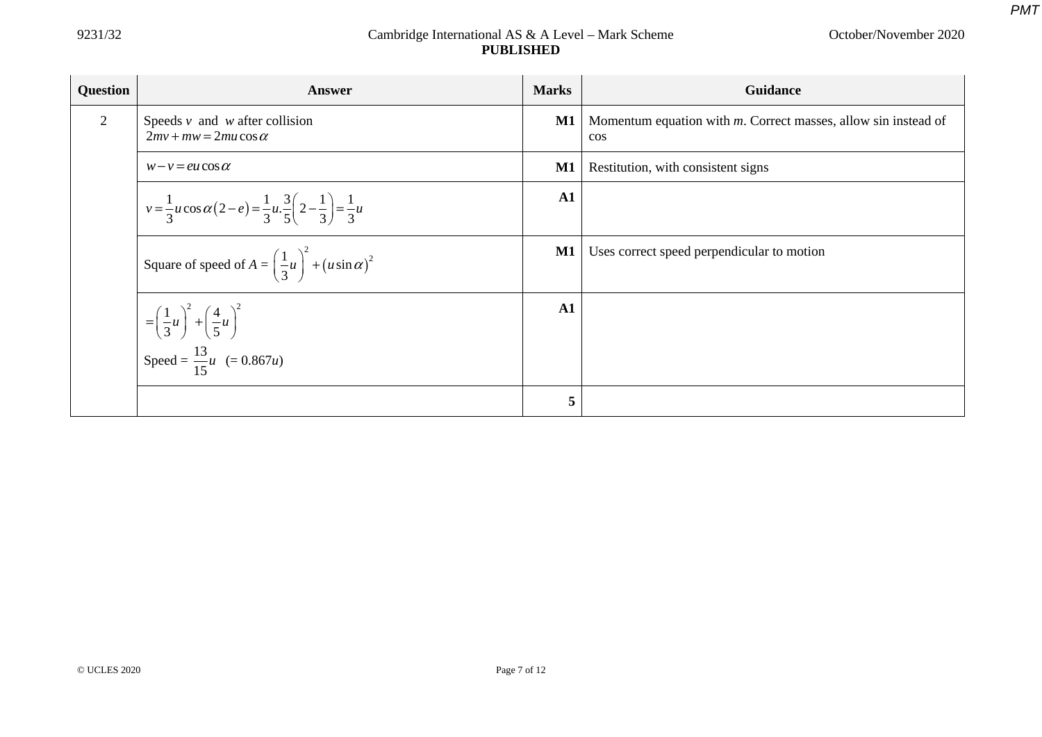| Question | Answer | Marks | Guidance |
|---|---|---|---|
| 2 | Speeds $v$ and $w$ after collision $2mv + mw = 2mu\cos\alpha$ | M1 | Momentum equation with $m$. Correct masses, allow sin instead of cos |
| | $w - v = eu\cos\alpha$ | M1 | Restitution, with consistent signs |
| | $v = \frac{1}{3}u\cos\alpha(2-e) = \frac{1}{3}u.\frac{3}{5}\left(2-\frac{1}{3}\right) = \frac{1}{3}u$ | A1 | |
| | Square of speed of $A$ = $\left(\frac{1}{3}u\right)^2 + (u\sin\alpha)^2$ | M1 | Uses correct speed perpendicular to motion |
| | $= \left(\frac{1}{3}u\right)^2 + \left(\frac{4}{5}u\right)^2$ <br> Speed = $\frac{13}{15}u$ (= $0.867u$) | A1 | |
| | | 5 | |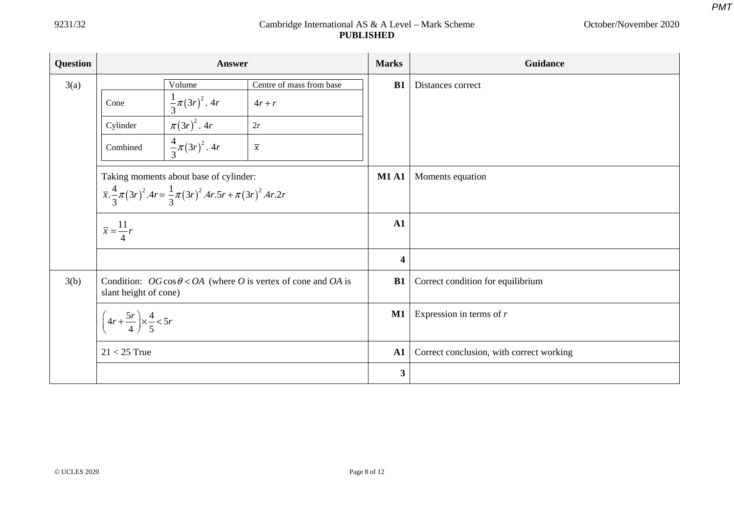| Question | Answer | Marks | Guidance |
|---|---|---|---|
| 3(a) | <table><tr><td></td><td>Volume</td><td>Centre of mass from base</td></tr><tr><td>Cone</td><td>$\frac{1}{3}\pi(3r)^2 .\ 4r$</td><td>$4r + r$</td></tr><tr><td>Cylinder</td><td>$\pi(3r)^2 .\ 4r$</td><td>$2r$</td></tr><tr><td>Combined</td><td>$\frac{4}{3}\pi(3r)^2 .\ 4r$</td><td>$\bar{x}$</td></tr></table> | **B1** | Distances correct |
| | Taking moments about base of cylinder: $\bar{x}.\frac{4}{3}\pi(3r)^2 .4r = \frac{1}{3}\pi(3r)^2 .4r.5r + \pi(3r)^2 .4r.2r$ | **M1 A1** | Moments equation |
| | $\bar{x} = \frac{11}{4}r$ | **A1** | |
| | | **4** | |
| 3(b) | Condition: $OG\cos\theta < OA$ (where $O$ is vertex of cone and $OA$ is slant height of cone) | **B1** | Correct condition for equilibrium |
| | $\left(4r + \frac{5r}{4}\right) \times \frac{4}{5} < 5r$ | **M1** | Expression in terms of $r$ |
| | $21 < 25$ True | **A1** | Correct conclusion, with correct working |
| | | **3** | |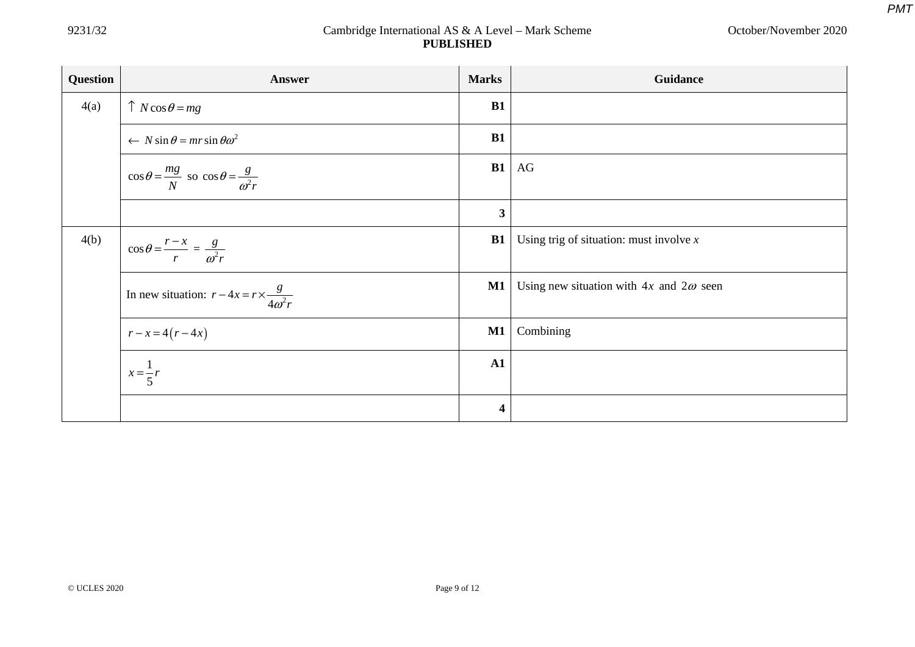| Question | Answer | Marks | Guidance |
|---|---|---|---|
| 4(a) | $\uparrow\ N\cos\theta = mg$ | B1 | |
| | $\leftarrow\ N\sin\theta = mr\sin\theta\omega^2$ | B1 | |
| | $\cos\theta = \frac{mg}{N}$ so $\cos\theta = \frac{g}{\omega^2 r}$ | B1 | AG |
| | | 3 | |
| 4(b) | $\cos\theta = \frac{r-x}{r} = \frac{g}{\omega^2 r}$ | B1 | Using trig of situation: must involve $x$ |
| | In new situation: $r - 4x = r \times \frac{g}{4\omega^2 r}$ | M1 | Using new situation with $4x$ and $2\omega$ seen |
| | $r - x = 4(r - 4x)$ | M1 | Combining |
| | $x = \frac{1}{5}r$ | A1 | |
| | | 4 | |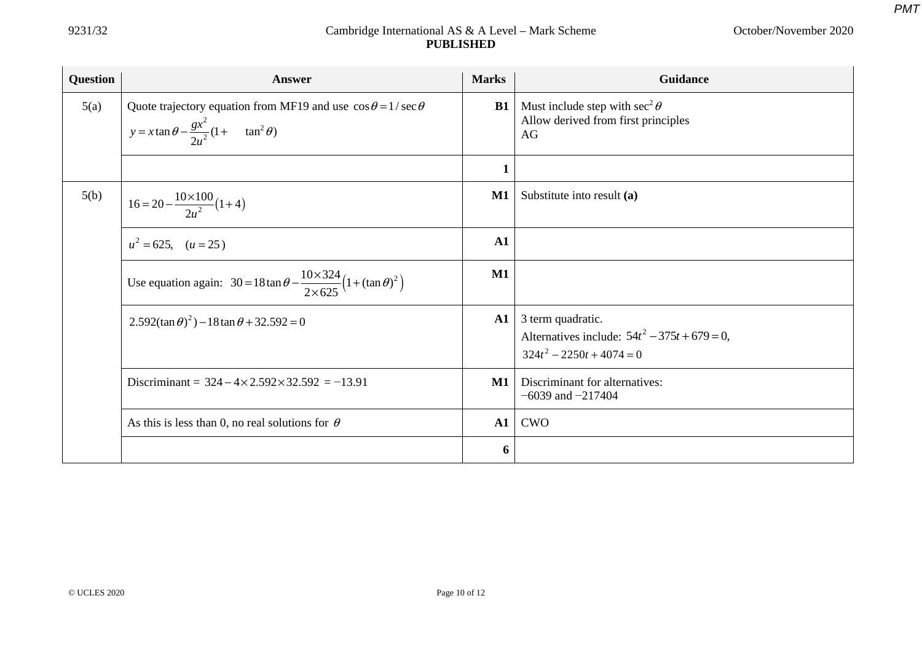| Question | Answer | Marks | Guidance |
|---|---|---|---|
| 5(a) | Quote trajectory equation from MF19 and use $\cos\theta = 1/\sec\theta$ $y = x\tan\theta - \frac{gx^2}{2u^2}(1+ \quad \tan^2\theta)$ | B1 | Must include step with $\sec^2\theta$ Allow derived from first principles AG |
| | | 1 | |
| 5(b) | $16 = 20 - \frac{10\times100}{2u^2}(1+4)$ | M1 | Substitute into result **(a)** |
| | $u^2 = 625, \quad (u = 25)$ | A1 | |
| | Use equation again: $30 = 18\tan\theta - \frac{10\times324}{2\times625}\left(1+(\tan\theta)^2\right)$ | M1 | |
| | $2.592(\tan\theta)^2) - 18\tan\theta + 32.592 = 0$ | A1 | 3 term quadratic. Alternatives include: $54t^2 - 375t + 679 = 0$, $324t^2 - 2250t + 4074 = 0$ |
| | Discriminant = $324 - 4\times2.592\times32.592$ = −13.91 | M1 | Discriminant for alternatives: −6039 and −217404 |
| | As this is less than 0, no real solutions for $\theta$ | A1 | CWO |
| | | 6 | |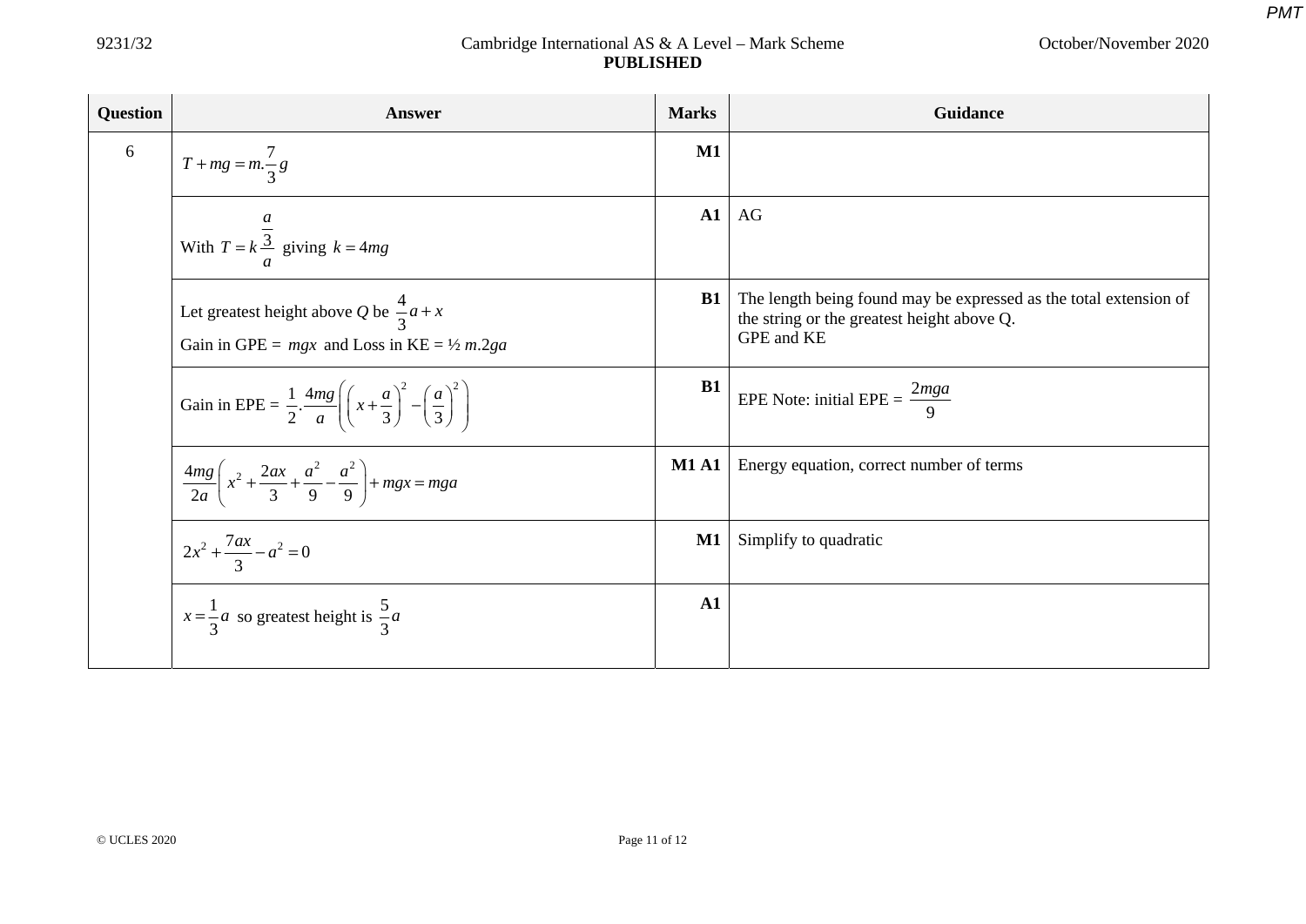| Question | Answer | Marks | Guidance |
| --- | --- | --- | --- |
| 6 | $T + mg = m.\frac{7}{3}g$ | M1 | |
| | With $T = k\frac{\frac{a}{3}}{a}$ giving $k = 4mg$ | A1 | AG |
| | Let greatest height above $Q$ be $\frac{4}{3}a + x$<br>Gain in GPE = $mgx$ and Loss in KE = ½ $m.2ga$ | B1 | The length being found may be expressed as the total extension of the string or the greatest height above Q.<br>GPE and KE |
| | Gain in EPE = $\frac{1}{2}.\frac{4mg}{a}\left(\left(x+\frac{a}{3}\right)^2 - \left(\frac{a}{3}\right)^2\right)$ | B1 | EPE Note: initial EPE = $\frac{2mga}{9}$ |
| | $\frac{4mg}{2a}\left(x^2 + \frac{2ax}{3} + \frac{a^2}{9} - \frac{a^2}{9}\right) + mgx = mga$ | M1 A1 | Energy equation, correct number of terms |
| | $2x^2 + \frac{7ax}{3} - a^2 = 0$ | M1 | Simplify to quadratic |
| | $x = \frac{1}{3}a$ so greatest height is $\frac{5}{3}a$ | A1 | |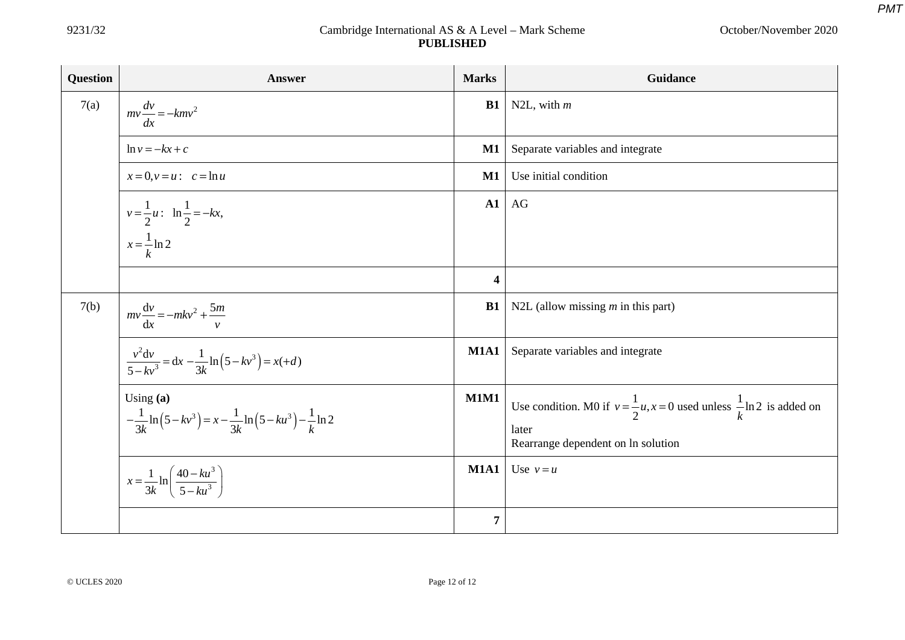| Question | Answer | Marks | Guidance |
|---|---|---|---|
| 7(a) | $mv\dfrac{dv}{dx} = -kmv^2$ | B1 | N2L, with $m$ |
| | $\ln v = -kx + c$ | M1 | Separate variables and integrate |
| | $x = 0, v = u: \quad c = \ln u$ | M1 | Use initial condition |
| | $v = \dfrac{1}{2}u: \quad \ln\dfrac{1}{2} = -kx,$ <br> $x = \dfrac{1}{k}\ln 2$ | A1 | AG |
| | | 4 | |
| 7(b) | $mv\dfrac{\mathrm{d}v}{\mathrm{d}x} = -mkv^2 + \dfrac{5m}{v}$ | B1 | N2L (allow missing $m$ in this part) |
| | $\dfrac{v^2\mathrm{d}v}{5 - kv^3} = \mathrm{d}x \quad -\dfrac{1}{3k}\ln\left(5 - kv^3\right) = x(+d)$ | M1A1 | Separate variables and integrate |
| | Using **(a)** <br> $-\dfrac{1}{3k}\ln\left(5 - kv^3\right) = x - \dfrac{1}{3k}\ln\left(5 - ku^3\right) - \dfrac{1}{k}\ln 2$ | M1M1 | Use condition. M0 if $v = \dfrac{1}{2}u, x = 0$ used unless $\dfrac{1}{k}\ln 2$ is added on later <br> Rearrange dependent on ln solution |
| | $x = \dfrac{1}{3k}\ln\left(\dfrac{40 - ku^3}{5 - ku^3}\right)$ | M1A1 | Use $v = u$ |
| | | 7 | |